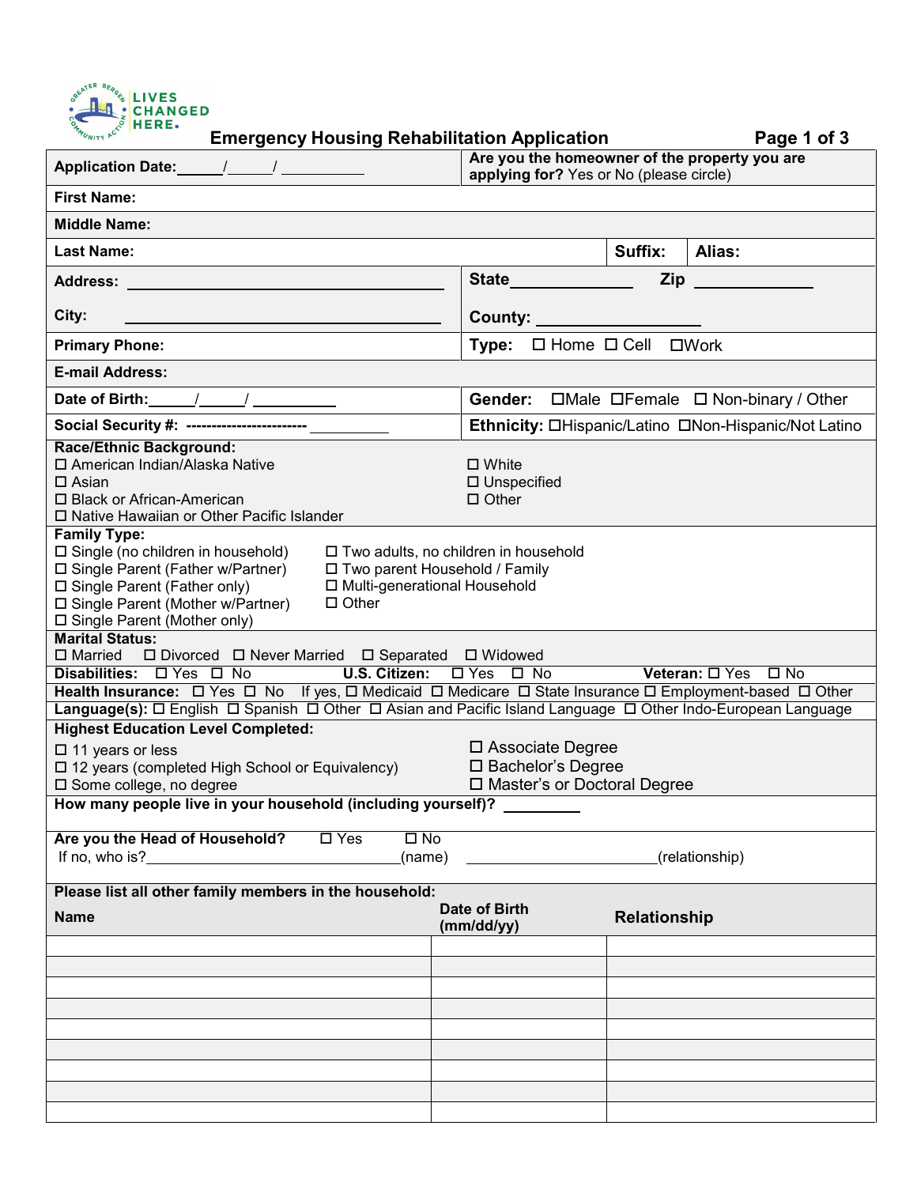LIVES CHANGED HERE.

# Emergency Housing Rehabilitation Application

| | |
|---|---|
| **Application Date:** \_\_\_\_\_/\_\_\_\_\_/\_\_\_\_\_\_\_\_\_\_ | **Are you the homeowner of the property you are applying for?** Yes or No (please circle) |

**First Name:**

**Middle Name:**

| | | |
|---|---|---|
| **Last Name:** | **Suffix:** | **Alias:** |

| | |
|---|---|
| **Address:** \_\_\_\_\_\_\_\_\_\_\_\_\_\_\_\_\_\_\_\_\_\_\_\_\_\_\_\_\_\_\_\_\_\_\_\_\_\_\_\_ | **State** \_\_\_\_\_\_\_\_\_\_\_\_\_\_ **Zip** \_\_\_\_\_\_\_\_\_\_\_\_\_\_ |
| **City:** \_\_\_\_\_\_\_\_\_\_\_\_\_\_\_\_\_\_\_\_\_\_\_\_\_\_\_\_\_\_\_\_\_\_\_\_\_\_\_\_ | **County:** \_\_\_\_\_\_\_\_\_\_\_\_\_\_\_\_\_\_\_\_ |
| **Primary Phone:** | **Type:** ☐ Home ☐ Cell ☐Work |

**E-mail Address:**

| | |
|---|---|
| **Date of Birth:** \_\_\_\_\_/\_\_\_\_\_/\_\_\_\_\_\_\_\_\_\_ | **Gender:** ☐Male ☐Female ☐ Non-binary / Other |
| **Social Security #:** ------------------------ \_\_\_\_\_\_\_\_\_\_ | **Ethnicity:** ☐Hispanic/Latino ☐Non-Hispanic/Not Latino |

**Race/Ethnic Background:**
- ☐ American Indian/Alaska Native
- ☐ Asian
- ☐ Black or African-American
- ☐ Native Hawaiian or Other Pacific Islander
- ☐ White
- ☐ Unspecified
- ☐ Other

**Family Type:**
- ☐ Single (no children in household)
- ☐ Single Parent (Father w/Partner)
- ☐ Single Parent (Father only)
- ☐ Single Parent (Mother w/Partner)
- ☐ Single Parent (Mother only)
- ☐ Two adults, no children in household
- ☐ Two parent Household / Family
- ☐ Multi-generational Household
- ☐ Other

**Marital Status:**
☐ Married ☐ Divorced ☐ Never Married ☐ Separated ☐ Widowed

**Disabilities:** ☐ Yes ☐ No **U.S. Citizen:** ☐ Yes ☐ No **Veteran:** ☐ Yes ☐ No

**Health Insurance:** ☐ Yes ☐ No If yes, ☐ Medicaid ☐ Medicare ☐ State Insurance ☐ Employment-based ☐ Other

**Language(s):** ☐ English ☐ Spanish ☐ Other ☐ Asian and Pacific Island Language ☐ Other Indo-European Language

**Highest Education Level Completed:**
- ☐ 11 years or less
- ☐ 12 years (completed High School or Equivalency)
- ☐ Some college, no degree
- ☐ Associate Degree
- ☐ Bachelor's Degree
- ☐ Master's or Doctoral Degree

**How many people live in your household (including yourself)?** \_\_\_\_\_\_\_\_\_

**Are you the Head of Household?** ☐ Yes ☐ No
If no, who is? \_\_\_\_\_\_\_\_\_\_\_\_\_\_\_\_\_\_\_\_\_\_\_\_\_\_\_\_\_\_\_\_\_\_(name) \_\_\_\_\_\_\_\_\_\_\_\_\_\_\_\_\_\_\_\_\_\_\_\_\_\_(relationship)

**Please list all other family members in the household:**

| Name | Date of Birth (mm/dd/yy) | Relationship |
|---|---|---|
| | | |
| | | |
| | | |
| | | |
| | | |
| | | |
| | | |
| | | |
| | | |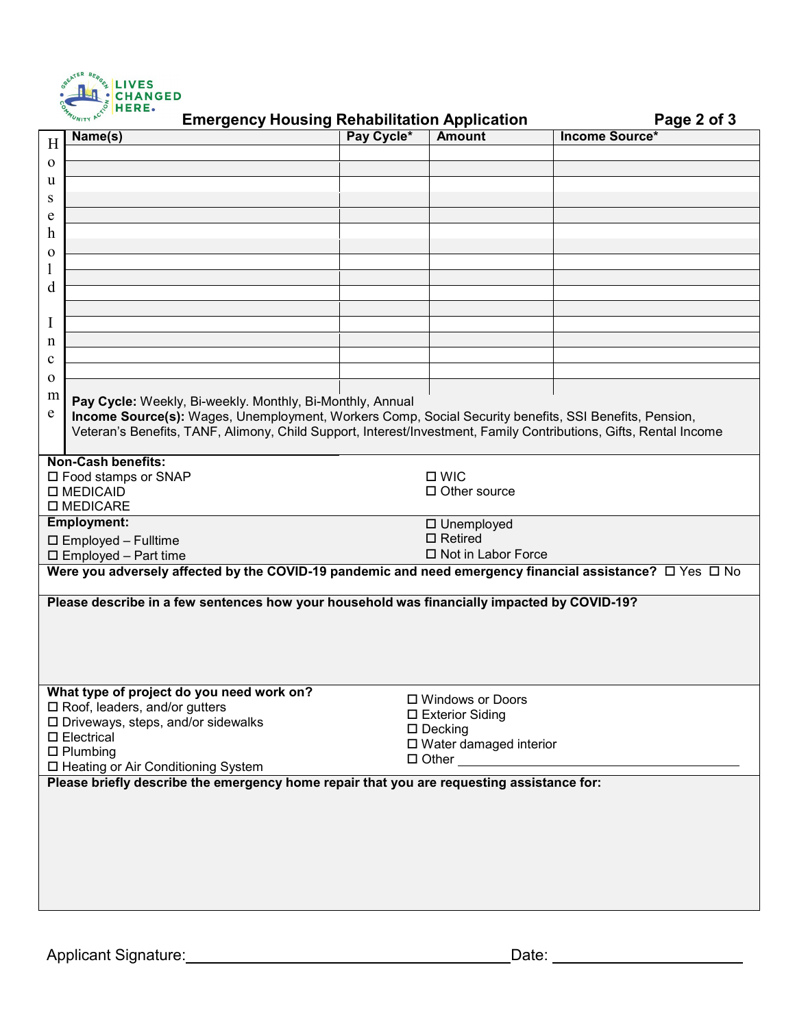## Emergency Housing Rehabilitation Application

**Household Income**

| Name(s) | Pay Cycle* | Amount | Income Source* |
|---|---|---|---|
| | | | |
| | | | |
| | | | |
| | | | |
| | | | |
| | | | |
| | | | |
| | | | |
| | | | |
| | | | |
| | | | |
| | | | |
| | | | |
| | | | |
| | | | |
| | | | |

**Pay Cycle:** Weekly, Bi-weekly. Monthly, Bi-Monthly, Annual
**Income Source(s):** Wages, Unemployment, Workers Comp, Social Security benefits, SSI Benefits, Pension, Veteran's Benefits, TANF, Alimony, Child Support, Interest/Investment, Family Contributions, Gifts, Rental Income

**Non-Cash benefits:**

- ☐ Food stamps or SNAP
- ☐ MEDICAID
- ☐ MEDICARE
- ☐ WIC
- ☐ Other source

**Employment:**

- ☐ Employed – Fulltime
- ☐ Employed – Part time
- ☐ Unemployed
- ☐ Retired
- ☐ Not in Labor Force

**Were you adversely affected by the COVID-19 pandemic and need emergency financial assistance?** ☐ Yes ☐ No

**Please describe in a few sentences how your household was financially impacted by COVID-19?**

**What type of project do you need work on?**

- ☐ Roof, leaders, and/or gutters
- ☐ Driveways, steps, and/or sidewalks
- ☐ Electrical
- ☐ Plumbing
- ☐ Heating or Air Conditioning System
- ☐ Windows or Doors
- ☐ Exterior Siding
- ☐ Decking
- ☐ Water damaged interior
- ☐ Other ____________________

**Please briefly describe the emergency home repair that you are requesting assistance for:**

Applicant Signature: ______________________________ Date: ____________________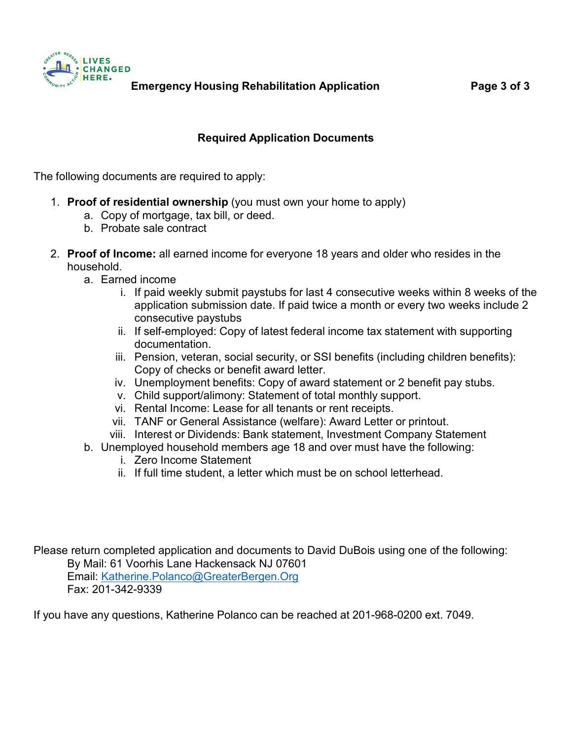## Required Application Documents

The following documents are required to apply:

1. **Proof of residential ownership** (you must own your home to apply)
    a. Copy of mortgage, tax bill, or deed.
    b. Probate sale contract

2. **Proof of Income:** all earned income for everyone 18 years and older who resides in the household.
    a. Earned income
        i. If paid weekly submit paystubs for last 4 consecutive weeks within 8 weeks of the application submission date. If paid twice a month or every two weeks include 2 consecutive paystubs
        ii. If self-employed: Copy of latest federal income tax statement with supporting documentation.
        iii. Pension, veteran, social security, or SSI benefits (including children benefits): Copy of checks or benefit award letter.
        iv. Unemployment benefits: Copy of award statement or 2 benefit pay stubs.
        v. Child support/alimony: Statement of total monthly support.
        vi. Rental Income: Lease for all tenants or rent receipts.
        vii. TANF or General Assistance (welfare): Award Letter or printout.
        viii. Interest or Dividends: Bank statement, Investment Company Statement
    b. Unemployed household members age 18 and over must have the following:
        i. Zero Income Statement
        ii. If full time student, a letter which must be on school letterhead.

Please return completed application and documents to David DuBois using one of the following:

By Mail: 61 Voorhis Lane Hackensack NJ 07601
Email: Katherine.Polanco@GreaterBergen.Org
Fax: 201-342-9339

If you have any questions, Katherine Polanco can be reached at 201-968-0200 ext. 7049.